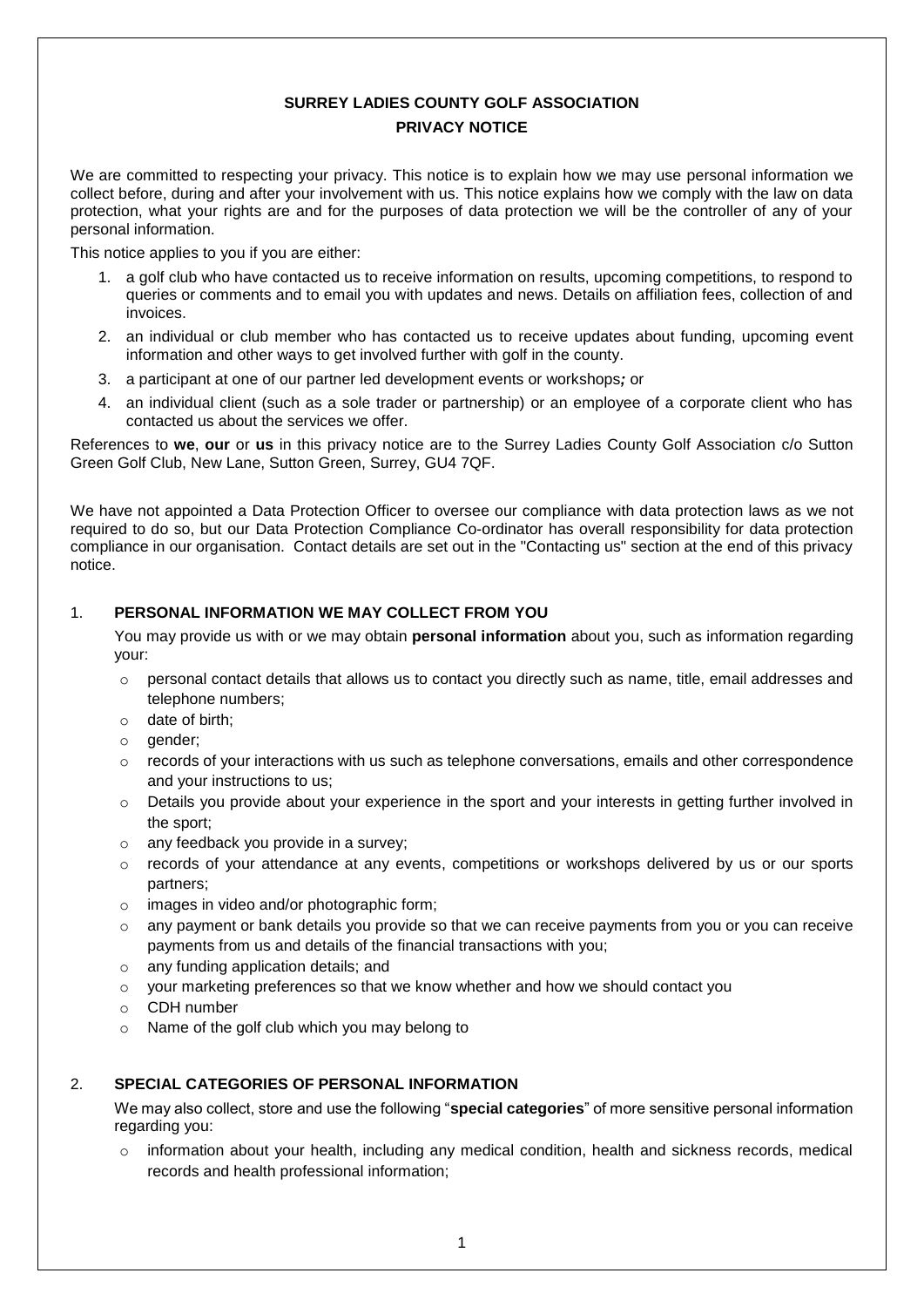# SURREY LADIES COUNTY GOLF ASSOCIATION

## PRIVACY NOTICE

We are committed to respecting your privacy. This notice is to explain how we may use personal information we collect before, during and after your involvement with us. This notice explains how we comply with the law on data protection, what your rights are and for the purposes of data protection we will be the controller of any of your personal information.

This notice applies to you if you are either:

1. a golf club who have contacted us to receive information on results, upcoming competitions, to respond to queries or comments and to email you with updates and news. Details on affiliation fees, collection of and invoices.
2. an individual or club member who has contacted us to receive updates about funding, upcoming event information and other ways to get involved further with golf in the county.
3. a participant at one of our partner led development events or workshops***;*** or
4. an individual client (such as a sole trader or partnership) or an employee of a corporate client who has contacted us about the services we offer.

References to **we**, **our** or **us** in this privacy notice are to the Surrey Ladies County Golf Association c/o Sutton Green Golf Club, New Lane, Sutton Green, Surrey, GU4 7QF.

We have not appointed a Data Protection Officer to oversee our compliance with data protection laws as we not required to do so, but our Data Protection Compliance Co-ordinator has overall responsibility for data protection compliance in our organisation. Contact details are set out in the "Contacting us" section at the end of this privacy notice.

### 1. PERSONAL INFORMATION WE MAY COLLECT FROM YOU

You may provide us with or we may obtain **personal information** about you, such as information regarding your:

- personal contact details that allows us to contact you directly such as name, title, email addresses and telephone numbers;
- date of birth;
- gender;
- records of your interactions with us such as telephone conversations, emails and other correspondence and your instructions to us;
- Details you provide about your experience in the sport and your interests in getting further involved in the sport;
- any feedback you provide in a survey;
- records of your attendance at any events, competitions or workshops delivered by us or our sports partners;
- images in video and/or photographic form;
- any payment or bank details you provide so that we can receive payments from you or you can receive payments from us and details of the financial transactions with you;
- any funding application details; and
- your marketing preferences so that we know whether and how we should contact you
- CDH number
- Name of the golf club which you may belong to

### 2. SPECIAL CATEGORIES OF PERSONAL INFORMATION

We may also collect, store and use the following "**special categories**" of more sensitive personal information regarding you:

- information about your health, including any medical condition, health and sickness records, medical records and health professional information;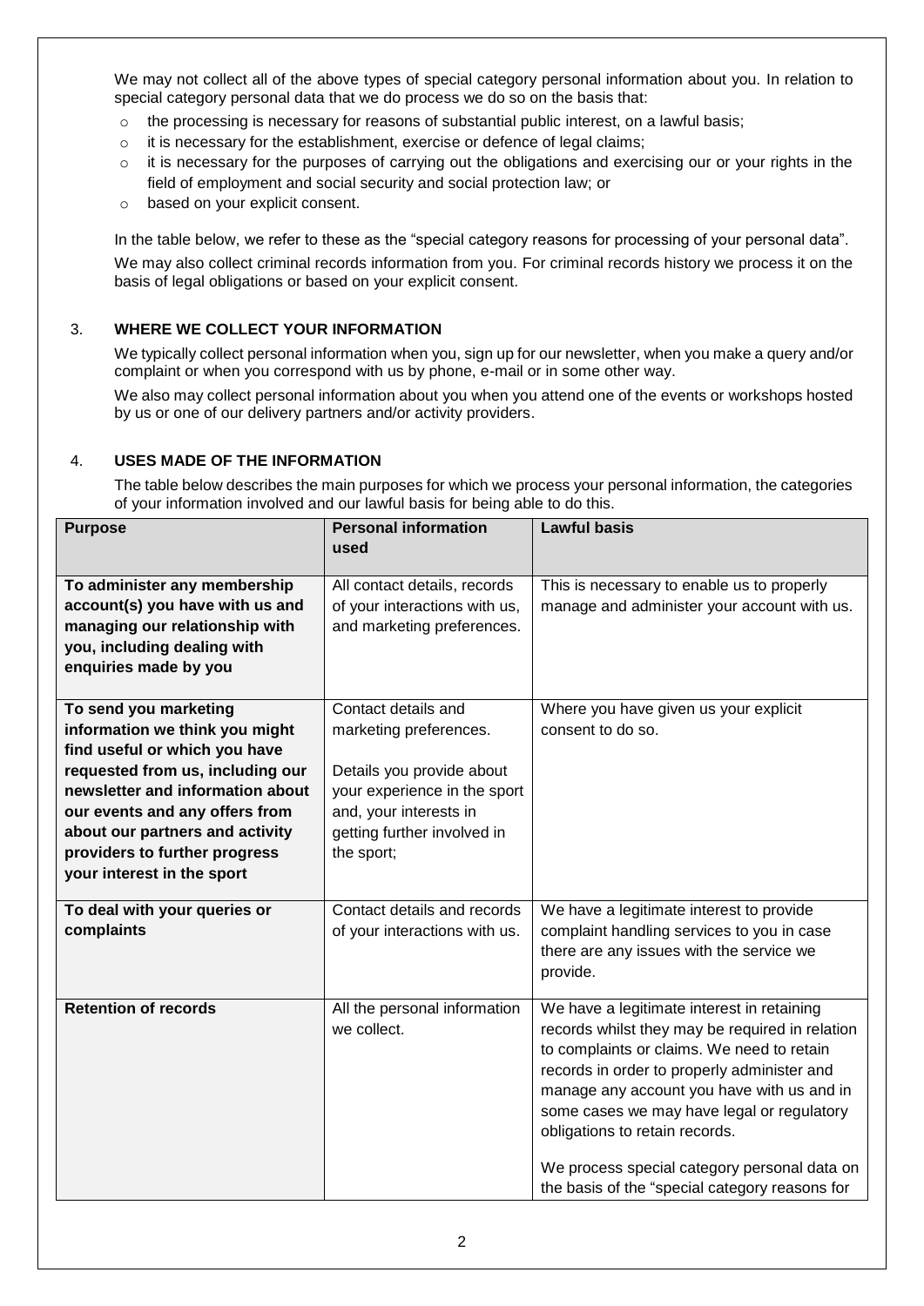We may not collect all of the above types of special category personal information about you. In relation to special category personal data that we do process we do so on the basis that:

- the processing is necessary for reasons of substantial public interest, on a lawful basis;
- it is necessary for the establishment, exercise or defence of legal claims;
- it is necessary for the purposes of carrying out the obligations and exercising our or your rights in the field of employment and social security and social protection law; or
- based on your explicit consent.

In the table below, we refer to these as the "special category reasons for processing of your personal data".

We may also collect criminal records information from you. For criminal records history we process it on the basis of legal obligations or based on your explicit consent.

## 3. WHERE WE COLLECT YOUR INFORMATION

We typically collect personal information when you, sign up for our newsletter, when you make a query and/or complaint or when you correspond with us by phone, e-mail or in some other way.

We also may collect personal information about you when you attend one of the events or workshops hosted by us or one of our delivery partners and/or activity providers.

## 4. USES MADE OF THE INFORMATION

The table below describes the main purposes for which we process your personal information, the categories of your information involved and our lawful basis for being able to do this.

| Purpose | Personal information used | Lawful basis |
|---|---|---|
| **To administer any membership account(s) you have with us and managing our relationship with you, including dealing with enquiries made by you** | All contact details, records of your interactions with us, and marketing preferences. | This is necessary to enable us to properly manage and administer your account with us. |
| **To send you marketing information we think you might find useful or which you have requested from us, including our newsletter and information about our events and any offers from about our partners and activity providers to further progress your interest in the sport** | Contact details and marketing preferences.<br><br>Details you provide about your experience in the sport and, your interests in getting further involved in the sport; | Where you have given us your explicit consent to do so. |
| **To deal with your queries or complaints** | Contact details and records of your interactions with us. | We have a legitimate interest to provide complaint handling services to you in case there are any issues with the service we provide. |
| **Retention of records** | All the personal information we collect. | We have a legitimate interest in retaining records whilst they may be required in relation to complaints or claims. We need to retain records in order to properly administer and manage any account you have with us and in some cases we may have legal or regulatory obligations to retain records.<br><br>We process special category personal data on the basis of the "special category reasons for |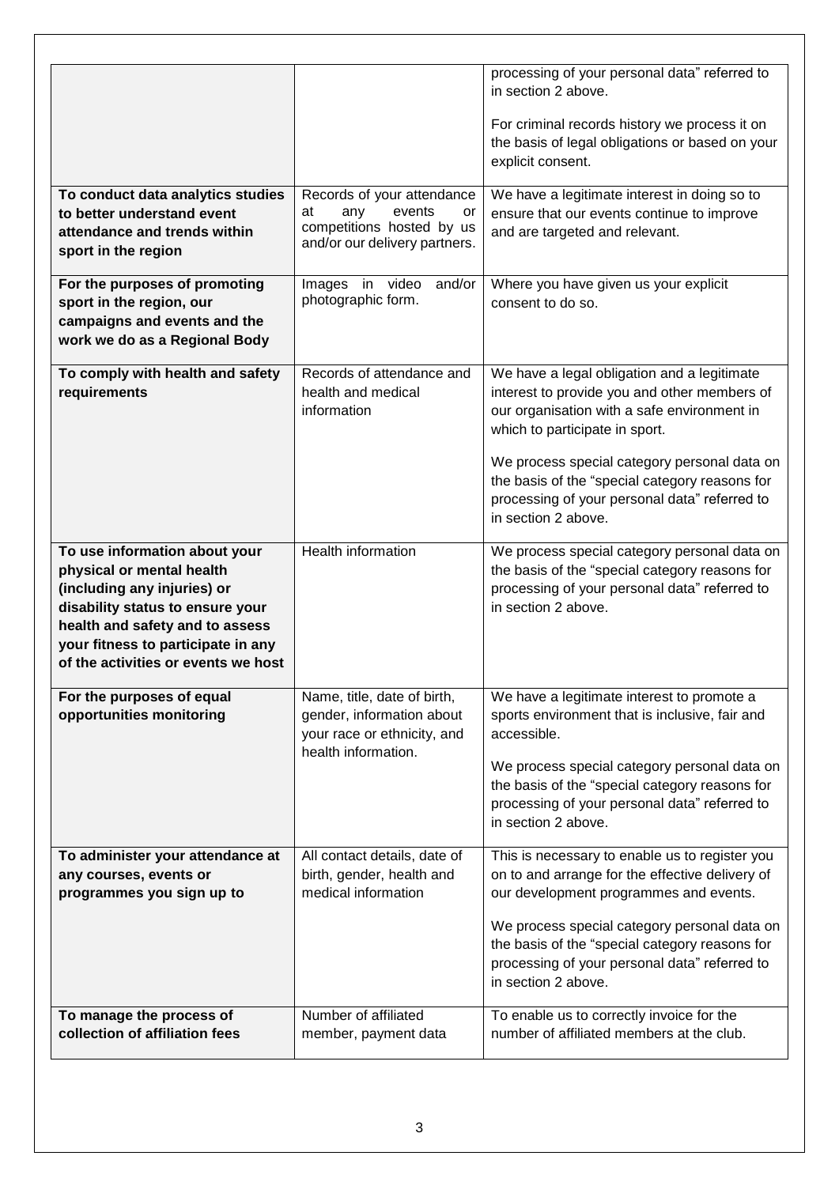| | | |
|---|---|---|
| | | processing of your personal data" referred to in section 2 above.<br><br>For criminal records history we process it on the basis of legal obligations or based on your explicit consent. |
| **To conduct data analytics studies to better understand event attendance and trends within sport in the region** | Records of your attendance at any events or competitions hosted by us and/or our delivery partners. | We have a legitimate interest in doing so to ensure that our events continue to improve and are targeted and relevant. |
| **For the purposes of promoting sport in the region, our campaigns and events and the work we do as a Regional Body** | Images in video and/or photographic form. | Where you have given us your explicit consent to do so. |
| **To comply with health and safety requirements** | Records of attendance and health and medical information | We have a legal obligation and a legitimate interest to provide you and other members of our organisation with a safe environment in which to participate in sport.<br><br>We process special category personal data on the basis of the "special category reasons for processing of your personal data" referred to in section 2 above. |
| **To use information about your physical or mental health (including any injuries) or disability status to ensure your health and safety and to assess your fitness to participate in any of the activities or events we host** | Health information | We process special category personal data on the basis of the "special category reasons for processing of your personal data" referred to in section 2 above. |
| **For the purposes of equal opportunities monitoring** | Name, title, date of birth, gender, information about your race or ethnicity, and health information. | We have a legitimate interest to promote a sports environment that is inclusive, fair and accessible.<br><br>We process special category personal data on the basis of the "special category reasons for processing of your personal data" referred to in section 2 above. |
| **To administer your attendance at any courses, events or programmes you sign up to** | All contact details, date of birth, gender, health and medical information | This is necessary to enable us to register you on to and arrange for the effective delivery of our development programmes and events.<br><br>We process special category personal data on the basis of the "special category reasons for processing of your personal data" referred to in section 2 above. |
| **To manage the process of collection of affiliation fees** | Number of affiliated member, payment data | To enable us to correctly invoice for the number of affiliated members at the club. |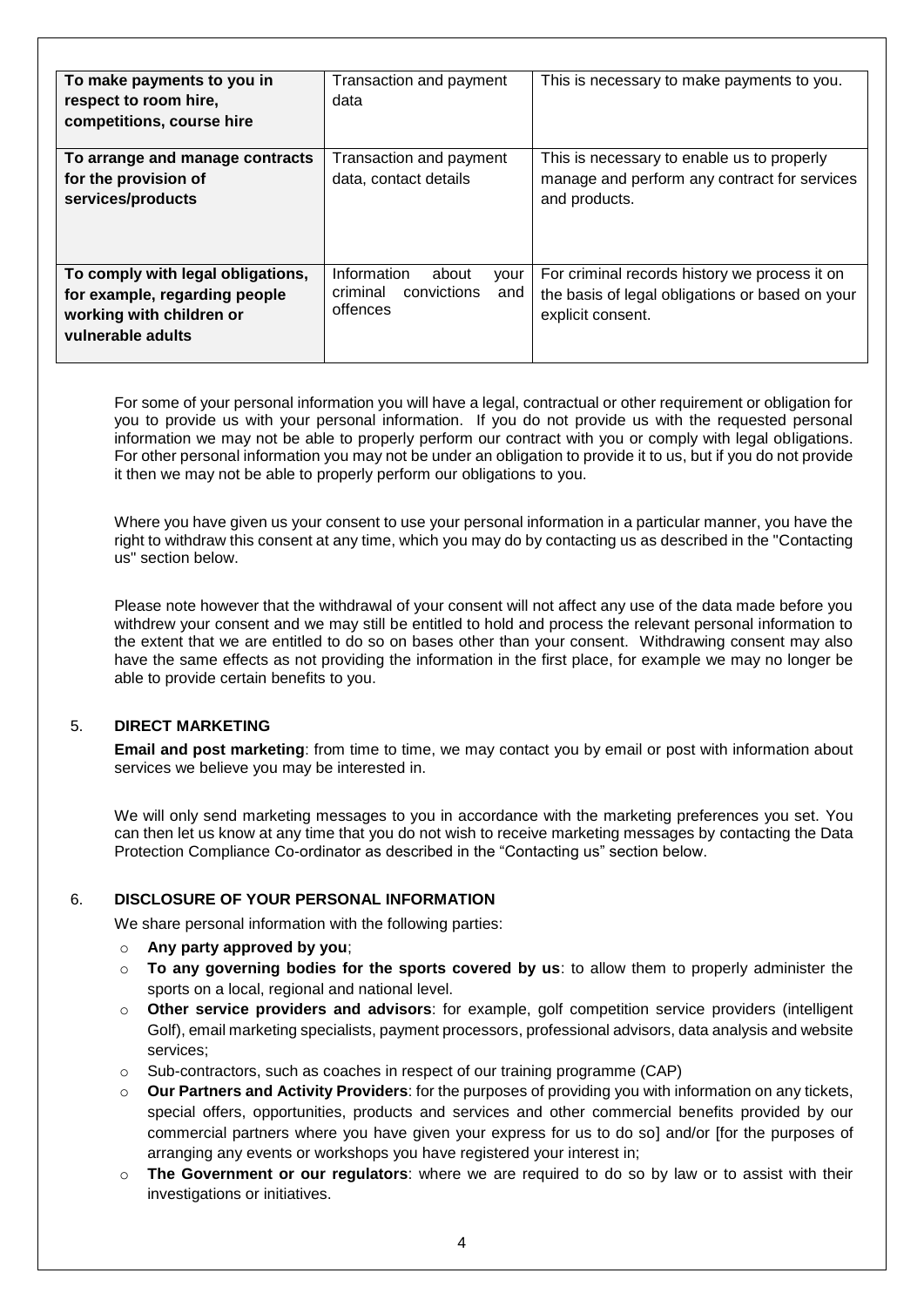| To make payments to you in respect to room hire, competitions, course hire | Transaction and payment data | This is necessary to make payments to you. |
|---|---|---|
| **To arrange and manage contracts for the provision of services/products** | Transaction and payment data, contact details | This is necessary to enable us to properly manage and perform any contract for services and products. |
| **To comply with legal obligations, for example, regarding people working with children or vulnerable adults** | Information about your criminal convictions and offences | For criminal records history we process it on the basis of legal obligations or based on your explicit consent. |

For some of your personal information you will have a legal, contractual or other requirement or obligation for you to provide us with your personal information. If you do not provide us with the requested personal information we may not be able to properly perform our contract with you or comply with legal obligations. For other personal information you may not be under an obligation to provide it to us, but if you do not provide it then we may not be able to properly perform our obligations to you.

Where you have given us your consent to use your personal information in a particular manner, you have the right to withdraw this consent at any time, which you may do by contacting us as described in the "Contacting us" section below.

Please note however that the withdrawal of your consent will not affect any use of the data made before you withdrew your consent and we may still be entitled to hold and process the relevant personal information to the extent that we are entitled to do so on bases other than your consent. Withdrawing consent may also have the same effects as not providing the information in the first place, for example we may no longer be able to provide certain benefits to you.

## 5. DIRECT MARKETING

**Email and post marketing**: from time to time, we may contact you by email or post with information about services we believe you may be interested in.

We will only send marketing messages to you in accordance with the marketing preferences you set. You can then let us know at any time that you do not wish to receive marketing messages by contacting the Data Protection Compliance Co-ordinator as described in the "Contacting us" section below.

## 6. DISCLOSURE OF YOUR PERSONAL INFORMATION

We share personal information with the following parties:

- **Any party approved by you**;
- **To any governing bodies for the sports covered by us**: to allow them to properly administer the sports on a local, regional and national level.
- **Other service providers and advisors**: for example, golf competition service providers (intelligent Golf), email marketing specialists, payment processors, professional advisors, data analysis and website services;
- Sub-contractors, such as coaches in respect of our training programme (CAP)
- **Our Partners and Activity Providers**: for the purposes of providing you with information on any tickets, special offers, opportunities, products and services and other commercial benefits provided by our commercial partners where you have given your express for us to do so] and/or [for the purposes of arranging any events or workshops you have registered your interest in;
- **The Government or our regulators**: where we are required to do so by law or to assist with their investigations or initiatives.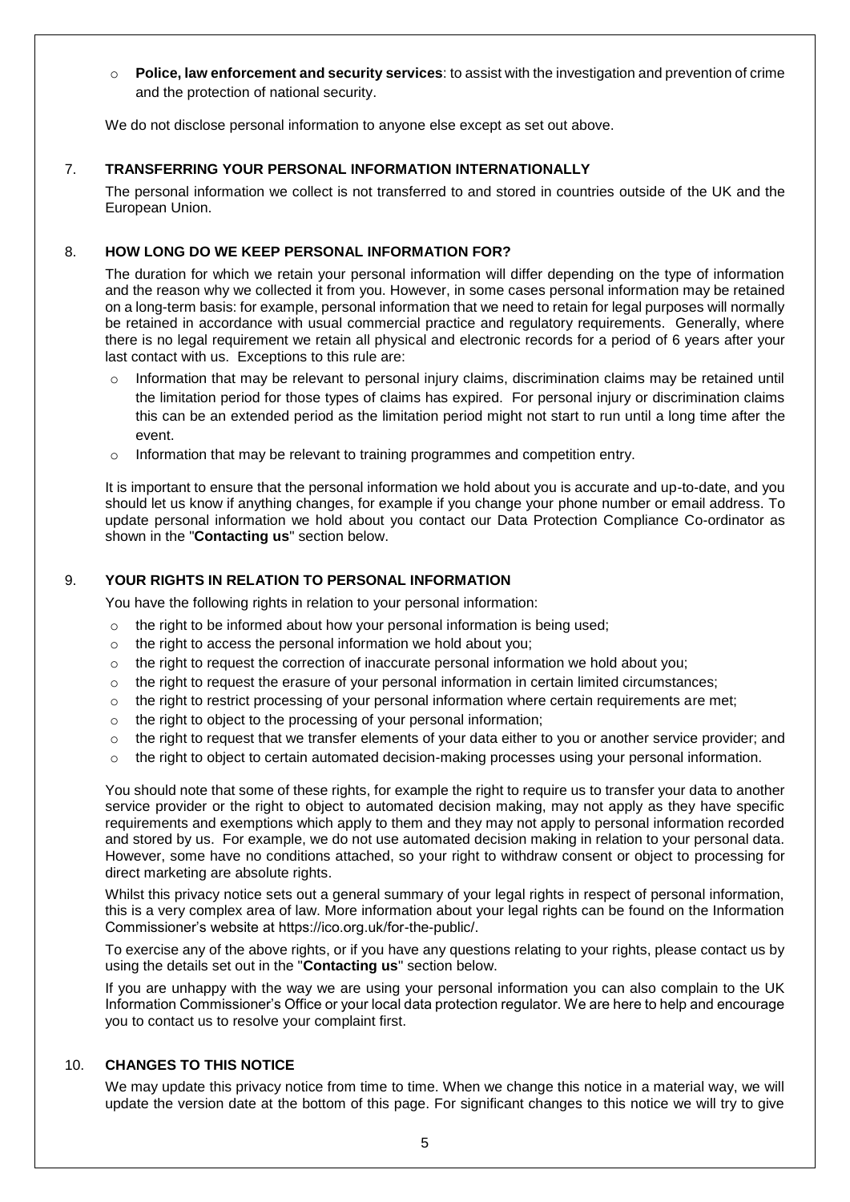- **Police, law enforcement and security services**: to assist with the investigation and prevention of crime and the protection of national security.

We do not disclose personal information to anyone else except as set out above.

## 7. TRANSFERRING YOUR PERSONAL INFORMATION INTERNATIONALLY

The personal information we collect is not transferred to and stored in countries outside of the UK and the European Union.

## 8. HOW LONG DO WE KEEP PERSONAL INFORMATION FOR?

The duration for which we retain your personal information will differ depending on the type of information and the reason why we collected it from you. However, in some cases personal information may be retained on a long-term basis: for example, personal information that we need to retain for legal purposes will normally be retained in accordance with usual commercial practice and regulatory requirements. Generally, where there is no legal requirement we retain all physical and electronic records for a period of 6 years after your last contact with us. Exceptions to this rule are:

- Information that may be relevant to personal injury claims, discrimination claims may be retained until the limitation period for those types of claims has expired. For personal injury or discrimination claims this can be an extended period as the limitation period might not start to run until a long time after the event.
- Information that may be relevant to training programmes and competition entry.

It is important to ensure that the personal information we hold about you is accurate and up-to-date, and you should let us know if anything changes, for example if you change your phone number or email address. To update personal information we hold about you contact our Data Protection Compliance Co-ordinator as shown in the "**Contacting us**" section below.

## 9. YOUR RIGHTS IN RELATION TO PERSONAL INFORMATION

You have the following rights in relation to your personal information:

- the right to be informed about how your personal information is being used;
- the right to access the personal information we hold about you;
- the right to request the correction of inaccurate personal information we hold about you;
- the right to request the erasure of your personal information in certain limited circumstances;
- the right to restrict processing of your personal information where certain requirements are met;
- the right to object to the processing of your personal information;
- the right to request that we transfer elements of your data either to you or another service provider; and
- the right to object to certain automated decision-making processes using your personal information.

You should note that some of these rights, for example the right to require us to transfer your data to another service provider or the right to object to automated decision making, may not apply as they have specific requirements and exemptions which apply to them and they may not apply to personal information recorded and stored by us. For example, we do not use automated decision making in relation to your personal data. However, some have no conditions attached, so your right to withdraw consent or object to processing for direct marketing are absolute rights.

Whilst this privacy notice sets out a general summary of your legal rights in respect of personal information, this is a very complex area of law. More information about your legal rights can be found on the Information Commissioner's website at https://ico.org.uk/for-the-public/.

To exercise any of the above rights, or if you have any questions relating to your rights, please contact us by using the details set out in the "**Contacting us**" section below.

If you are unhappy with the way we are using your personal information you can also complain to the UK Information Commissioner's Office or your local data protection regulator. We are here to help and encourage you to contact us to resolve your complaint first.

## 10. CHANGES TO THIS NOTICE

We may update this privacy notice from time to time. When we change this notice in a material way, we will update the version date at the bottom of this page. For significant changes to this notice we will try to give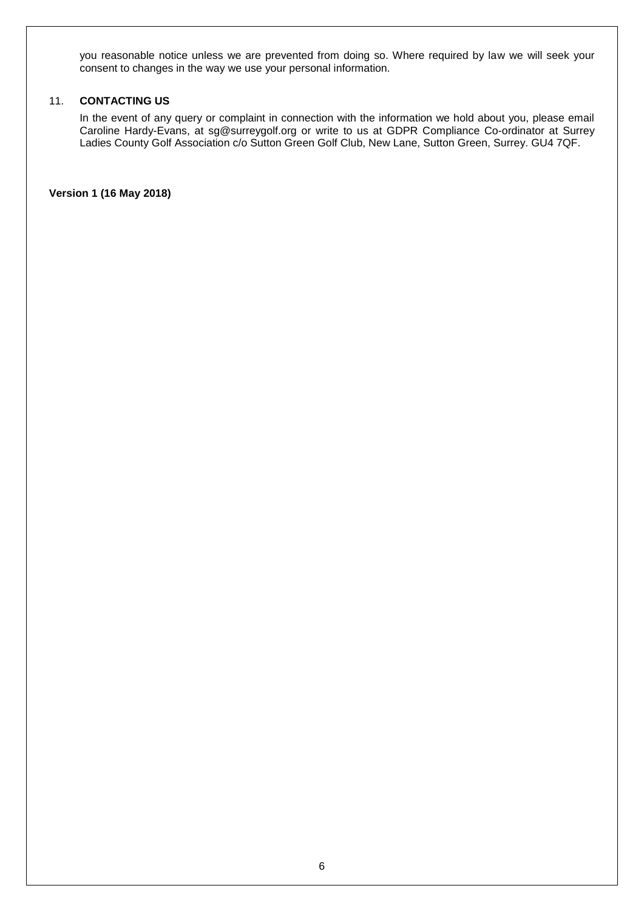you reasonable notice unless we are prevented from doing so. Where required by law we will seek your consent to changes in the way we use your personal information.

## 11. CONTACTING US

In the event of any query or complaint in connection with the information we hold about you, please email Caroline Hardy-Evans, at sg@surreygolf.org or write to us at GDPR Compliance Co-ordinator at Surrey Ladies County Golf Association c/o Sutton Green Golf Club, New Lane, Sutton Green, Surrey. GU4 7QF.

**Version 1 (16 May 2018)**